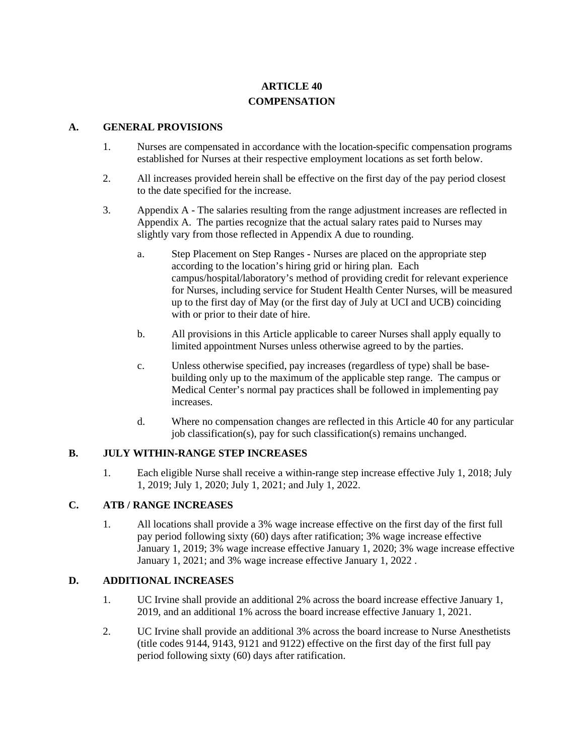# ARTICLE 40
# COMPENSATION

## A. GENERAL PROVISIONS

1. Nurses are compensated in accordance with the location-specific compensation programs established for Nurses at their respective employment locations as set forth below.

2. All increases provided herein shall be effective on the first day of the pay period closest to the date specified for the increase.

3. Appendix A - The salaries resulting from the range adjustment increases are reflected in Appendix A. The parties recognize that the actual salary rates paid to Nurses may slightly vary from those reflected in Appendix A due to rounding.

   a. Step Placement on Step Ranges - Nurses are placed on the appropriate step according to the location's hiring grid or hiring plan. Each campus/hospital/laboratory's method of providing credit for relevant experience for Nurses, including service for Student Health Center Nurses, will be measured up to the first day of May (or the first day of July at UCI and UCB) coinciding with or prior to their date of hire.

   b. All provisions in this Article applicable to career Nurses shall apply equally to limited appointment Nurses unless otherwise agreed to by the parties.

   c. Unless otherwise specified, pay increases (regardless of type) shall be base-building only up to the maximum of the applicable step range. The campus or Medical Center's normal pay practices shall be followed in implementing pay increases.

   d. Where no compensation changes are reflected in this Article 40 for any particular job classification(s), pay for such classification(s) remains unchanged.

## B. JULY WITHIN-RANGE STEP INCREASES

1. Each eligible Nurse shall receive a within-range step increase effective July 1, 2018; July 1, 2019; July 1, 2020; July 1, 2021; and July 1, 2022.

## C. ATB / RANGE INCREASES

1. All locations shall provide a 3% wage increase effective on the first day of the first full pay period following sixty (60) days after ratification; 3% wage increase effective January 1, 2019; 3% wage increase effective January 1, 2020; 3% wage increase effective January 1, 2021; and 3% wage increase effective January 1, 2022 .

## D. ADDITIONAL INCREASES

1. UC Irvine shall provide an additional 2% across the board increase effective January 1, 2019, and an additional 1% across the board increase effective January 1, 2021.

2. UC Irvine shall provide an additional 3% across the board increase to Nurse Anesthetists (title codes 9144, 9143, 9121 and 9122) effective on the first day of the first full pay period following sixty (60) days after ratification.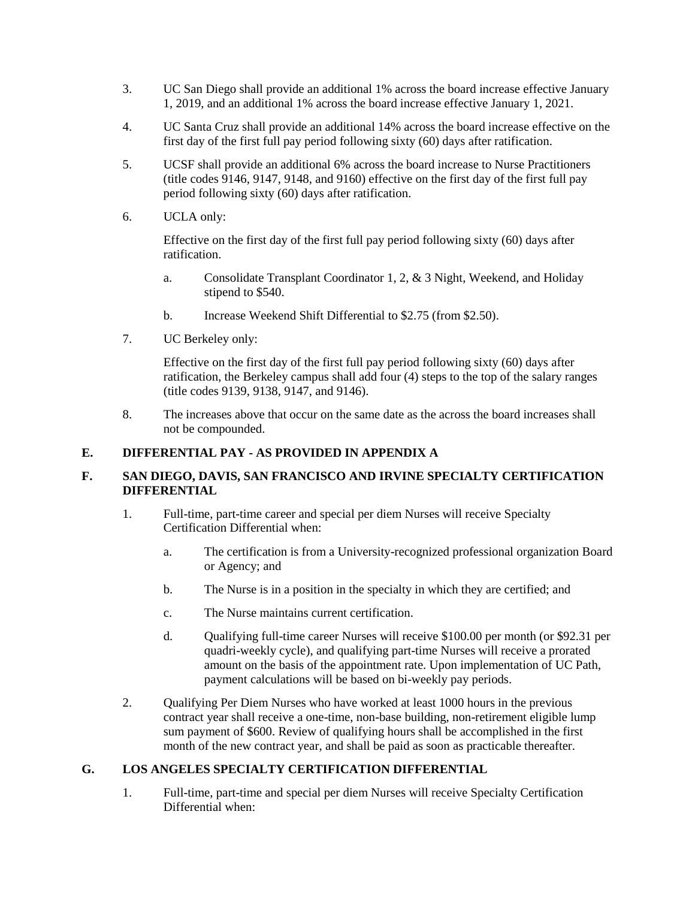3. UC San Diego shall provide an additional 1% across the board increase effective January 1, 2019, and an additional 1% across the board increase effective January 1, 2021.

4. UC Santa Cruz shall provide an additional 14% across the board increase effective on the first day of the first full pay period following sixty (60) days after ratification.

5. UCSF shall provide an additional 6% across the board increase to Nurse Practitioners (title codes 9146, 9147, 9148, and 9160) effective on the first day of the first full pay period following sixty (60) days after ratification.

6. UCLA only:

   Effective on the first day of the first full pay period following sixty (60) days after ratification.

   a. Consolidate Transplant Coordinator 1, 2, & 3 Night, Weekend, and Holiday stipend to $540.

   b. Increase Weekend Shift Differential to $2.75 (from $2.50).

7. UC Berkeley only:

   Effective on the first day of the first full pay period following sixty (60) days after ratification, the Berkeley campus shall add four (4) steps to the top of the salary ranges (title codes 9139, 9138, 9147, and 9146).

8. The increases above that occur on the same date as the across the board increases shall not be compounded.

## E. DIFFERENTIAL PAY - AS PROVIDED IN APPENDIX A

## F. SAN DIEGO, DAVIS, SAN FRANCISCO AND IRVINE SPECIALTY CERTIFICATION DIFFERENTIAL

1. Full-time, part-time career and special per diem Nurses will receive Specialty Certification Differential when:

   a. The certification is from a University-recognized professional organization Board or Agency; and

   b. The Nurse is in a position in the specialty in which they are certified; and

   c. The Nurse maintains current certification.

   d. Qualifying full-time career Nurses will receive $100.00 per month (or $92.31 per quadri-weekly cycle), and qualifying part-time Nurses will receive a prorated amount on the basis of the appointment rate. Upon implementation of UC Path, payment calculations will be based on bi-weekly pay periods.

2. Qualifying Per Diem Nurses who have worked at least 1000 hours in the previous contract year shall receive a one-time, non-base building, non-retirement eligible lump sum payment of $600. Review of qualifying hours shall be accomplished in the first month of the new contract year, and shall be paid as soon as practicable thereafter.

## G. LOS ANGELES SPECIALTY CERTIFICATION DIFFERENTIAL

1. Full-time, part-time and special per diem Nurses will receive Specialty Certification Differential when: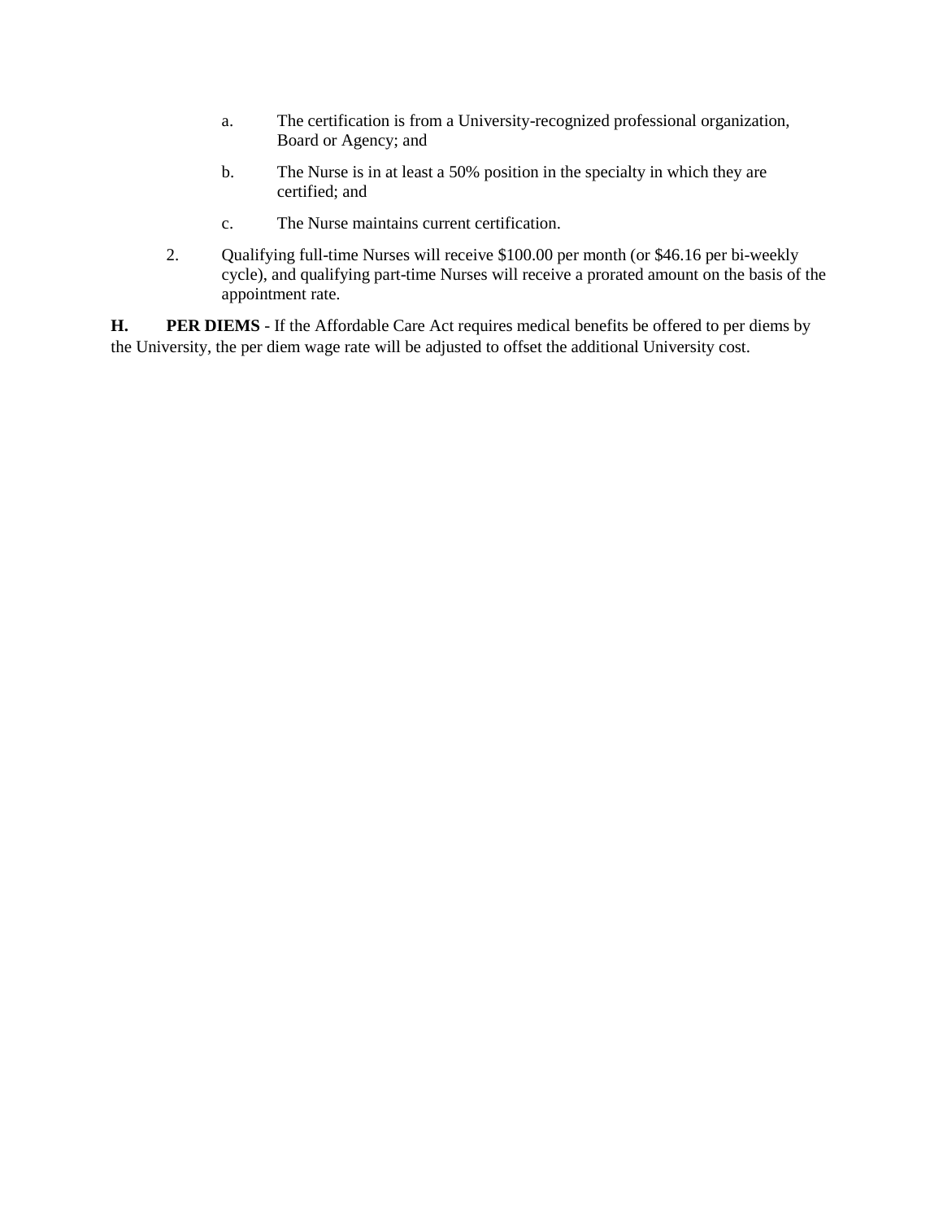a. The certification is from a University-recognized professional organization, Board or Agency; and

b. The Nurse is in at least a 50% position in the specialty in which they are certified; and

c. The Nurse maintains current certification.

2. Qualifying full-time Nurses will receive $100.00 per month (or $46.16 per bi-weekly cycle), and qualifying part-time Nurses will receive a prorated amount on the basis of the appointment rate.

**H. PER DIEMS** - If the Affordable Care Act requires medical benefits be offered to per diems by the University, the per diem wage rate will be adjusted to offset the additional University cost.